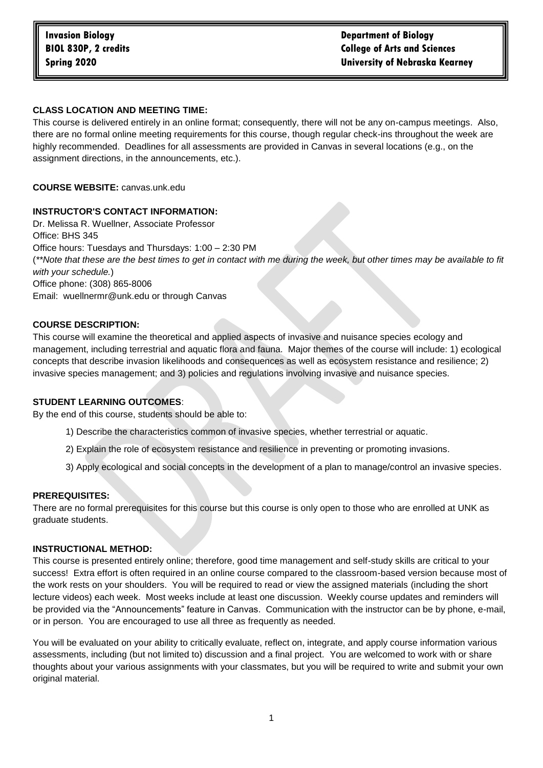**Invasion Biology**
**BIOL 830P, 2 credits**
**Spring 2020**

**Department of Biology**
**College of Arts and Sciences**
**University of Nebraska Kearney**

**CLASS LOCATION AND MEETING TIME:**

This course is delivered entirely in an online format; consequently, there will not be any on-campus meetings. Also, there are no formal online meeting requirements for this course, though regular check-ins throughout the week are highly recommended. Deadlines for all assessments are provided in Canvas in several locations (e.g., on the assignment directions, in the announcements, etc.).

**COURSE WEBSITE:** canvas.unk.edu

**INSTRUCTOR'S CONTACT INFORMATION:**

Dr. Melissa R. Wuellner, Associate Professor
Office: BHS 345
Office hours: Tuesdays and Thursdays: 1:00 – 2:30 PM
(*\*\*Note that these are the best times to get in contact with me during the week, but other times may be available to fit with your schedule.*)
Office phone: (308) 865-8006
Email: wuellnermr@unk.edu or through Canvas

**COURSE DESCRIPTION:**

This course will examine the theoretical and applied aspects of invasive and nuisance species ecology and management, including terrestrial and aquatic flora and fauna. Major themes of the course will include: 1) ecological concepts that describe invasion likelihoods and consequences as well as ecosystem resistance and resilience; 2) invasive species management; and 3) policies and regulations involving invasive and nuisance species.

**STUDENT LEARNING OUTCOMES**:

By the end of this course, students should be able to:

1) Describe the characteristics common of invasive species, whether terrestrial or aquatic.
2) Explain the role of ecosystem resistance and resilience in preventing or promoting invasions.
3) Apply ecological and social concepts in the development of a plan to manage/control an invasive species.

**PREREQUISITES:**

There are no formal prerequisites for this course but this course is only open to those who are enrolled at UNK as graduate students.

**INSTRUCTIONAL METHOD:**

This course is presented entirely online; therefore, good time management and self-study skills are critical to your success! Extra effort is often required in an online course compared to the classroom-based version because most of the work rests on your shoulders. You will be required to read or view the assigned materials (including the short lecture videos) each week. Most weeks include at least one discussion. Weekly course updates and reminders will be provided via the "Announcements" feature in Canvas. Communication with the instructor can be by phone, e-mail, or in person. You are encouraged to use all three as frequently as needed.

You will be evaluated on your ability to critically evaluate, reflect on, integrate, and apply course information various assessments, including (but not limited to) discussion and a final project. You are welcomed to work with or share thoughts about your various assignments with your classmates, but you will be required to write and submit your own original material.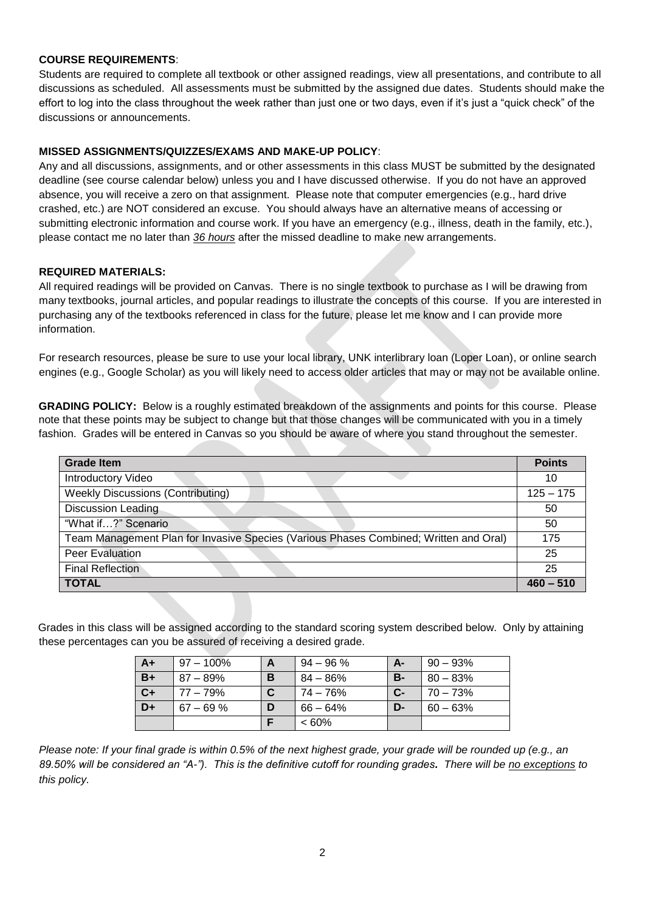**COURSE REQUIREMENTS**:

Students are required to complete all textbook or other assigned readings, view all presentations, and contribute to all discussions as scheduled. All assessments must be submitted by the assigned due dates. Students should make the effort to log into the class throughout the week rather than just one or two days, even if it's just a "quick check" of the discussions or announcements.

**MISSED ASSIGNMENTS/QUIZZES/EXAMS AND MAKE-UP POLICY**:

Any and all discussions, assignments, and or other assessments in this class MUST be submitted by the designated deadline (see course calendar below) unless you and I have discussed otherwise. If you do not have an approved absence, you will receive a zero on that assignment. Please note that computer emergencies (e.g., hard drive crashed, etc.) are NOT considered an excuse. You should always have an alternative means of accessing or submitting electronic information and course work. If you have an emergency (e.g., illness, death in the family, etc.), please contact me no later than *36 hours* after the missed deadline to make new arrangements.

**REQUIRED MATERIALS:**

All required readings will be provided on Canvas. There is no single textbook to purchase as I will be drawing from many textbooks, journal articles, and popular readings to illustrate the concepts of this course. If you are interested in purchasing any of the textbooks referenced in class for the future, please let me know and I can provide more information.

For research resources, please be sure to use your local library, UNK interlibrary loan (Loper Loan), or online search engines (e.g., Google Scholar) as you will likely need to access older articles that may or may not be available online.

**GRADING POLICY:** Below is a roughly estimated breakdown of the assignments and points for this course. Please note that these points may be subject to change but that those changes will be communicated with you in a timely fashion. Grades will be entered in Canvas so you should be aware of where you stand throughout the semester.

| Grade Item | Points |
|---|---|
| Introductory Video | 10 |
| Weekly Discussions (Contributing) | 125 – 175 |
| Discussion Leading | 50 |
| "What if…?" Scenario | 50 |
| Team Management Plan for Invasive Species (Various Phases Combined; Written and Oral) | 175 |
| Peer Evaluation | 25 |
| Final Reflection | 25 |
| **TOTAL** | **460 – 510** |

Grades in this class will be assigned according to the standard scoring system described below. Only by attaining these percentages can you be assured of receiving a desired grade.

| | | | | | |
|---|---|---|---|---|---|
| **A+** | 97 – 100% | **A** | 94 – 96 % | **A-** | 90 – 93% |
| **B+** | 87 – 89% | **B** | 84 – 86% | **B-** | 80 – 83% |
| **C+** | 77 – 79% | **C** | 74 – 76% | **C-** | 70 – 73% |
| **D+** | 67 – 69 % | **D** | 66 – 64% | **D-** | 60 – 63% |
| | | **F** | < 60% | | |

*Please note: If your final grade is within 0.5% of the next highest grade, your grade will be rounded up (e.g., an 89.50% will be considered an "A-"). This is the definitive cutoff for rounding grades.* ***There will be*** *no exceptions to this policy.*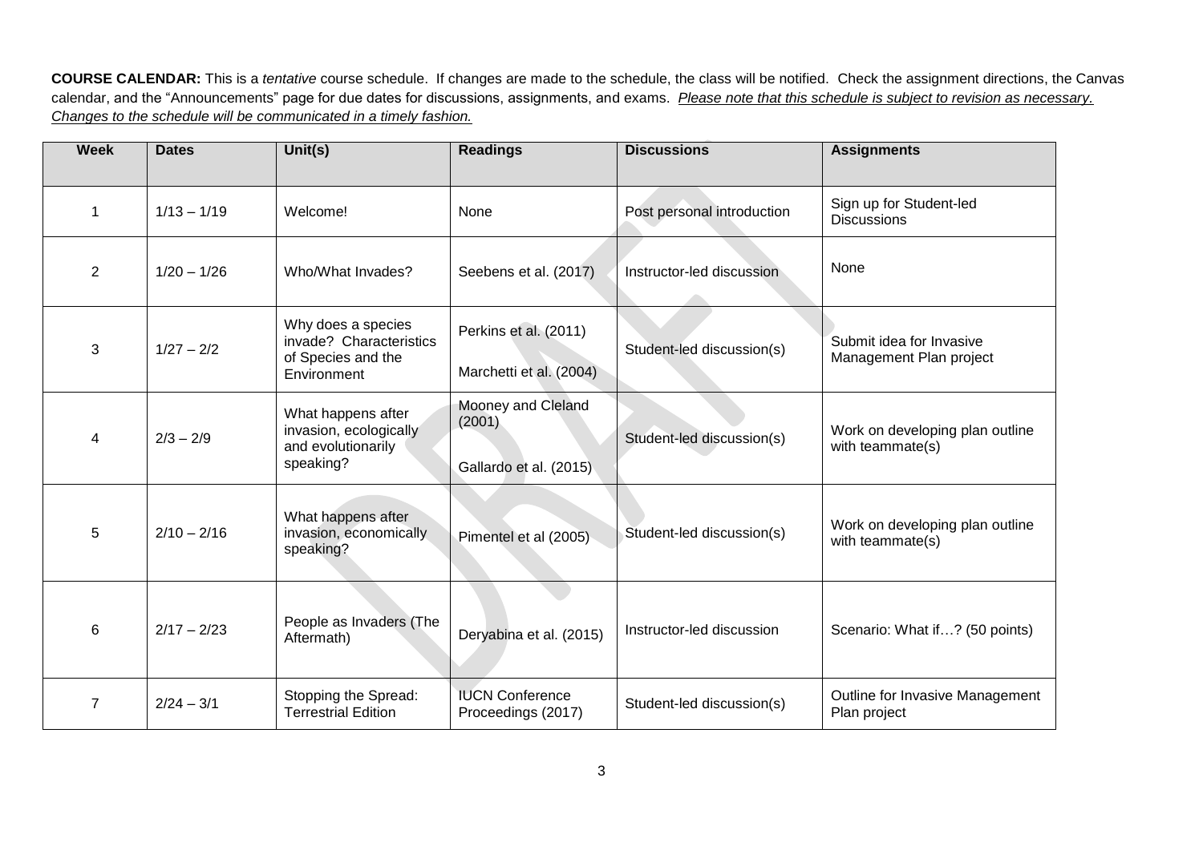**COURSE CALENDAR:** This is a *tentative* course schedule. If changes are made to the schedule, the class will be notified. Check the assignment directions, the Canvas calendar, and the "Announcements" page for due dates for discussions, assignments, and exams. *Please note that this schedule is subject to revision as necessary. Changes to the schedule will be communicated in a timely fashion.*

| Week | Dates | Unit(s) | Readings | Discussions | Assignments |
|---|---|---|---|---|---|
| 1 | 1/13 – 1/19 | Welcome! | None | Post personal introduction | Sign up for Student-led Discussions |
| 2 | 1/20 – 1/26 | Who/What Invades? | Seebens et al. (2017) | Instructor-led discussion | None |
| 3 | 1/27 – 2/2 | Why does a species invade? Characteristics of Species and the Environment | Perkins et al. (2011)<br><br>Marchetti et al. (2004) | Student-led discussion(s) | Submit idea for Invasive Management Plan project |
| 4 | 2/3 – 2/9 | What happens after invasion, ecologically and evolutionarily speaking? | Mooney and Cleland (2001)<br><br>Gallardo et al. (2015) | Student-led discussion(s) | Work on developing plan outline with teammate(s) |
| 5 | 2/10 – 2/16 | What happens after invasion, economically speaking? | Pimentel et al (2005) | Student-led discussion(s) | Work on developing plan outline with teammate(s) |
| 6 | 2/17 – 2/23 | People as Invaders (The Aftermath) | Deryabina et al. (2015) | Instructor-led discussion | Scenario: What if…? (50 points) |
| 7 | 2/24 – 3/1 | Stopping the Spread: Terrestrial Edition | IUCN Conference Proceedings (2017) | Student-led discussion(s) | Outline for Invasive Management Plan project |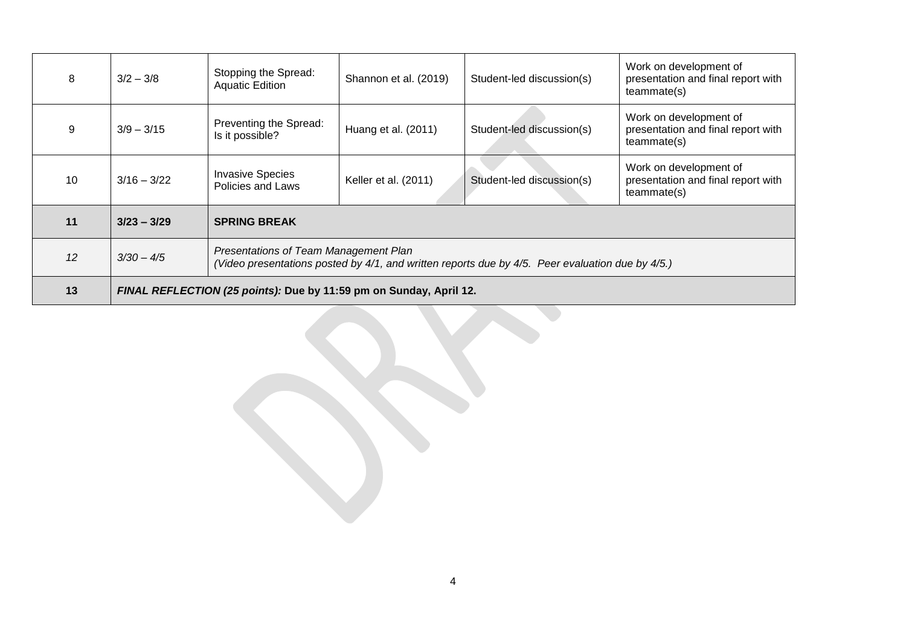| 8 | 3/2 – 3/8 | Stopping the Spread: Aquatic Edition | Shannon et al. (2019) | Student-led discussion(s) | Work on development of presentation and final report with teammate(s) |
|---|---|---|---|---|---|
| 9 | 3/9 – 3/15 | Preventing the Spread: Is it possible? | Huang et al. (2011) | Student-led discussion(s) | Work on development of presentation and final report with teammate(s) |
| 10 | 3/16 – 3/22 | Invasive Species Policies and Laws | Keller et al. (2011) | Student-led discussion(s) | Work on development of presentation and final report with teammate(s) |
| **11** | **3/23 – 3/29** | **SPRING BREAK** | | | |
| *12* | *3/30 – 4/5* | *Presentations of Team Management Plan (Video presentations posted by 4/1, and written reports due by 4/5. Peer evaluation due by 4/5.)* | | | |
| **13** | ***FINAL REFLECTION (25 points):* Due by 11:59 pm on Sunday, April 12.** | | | | |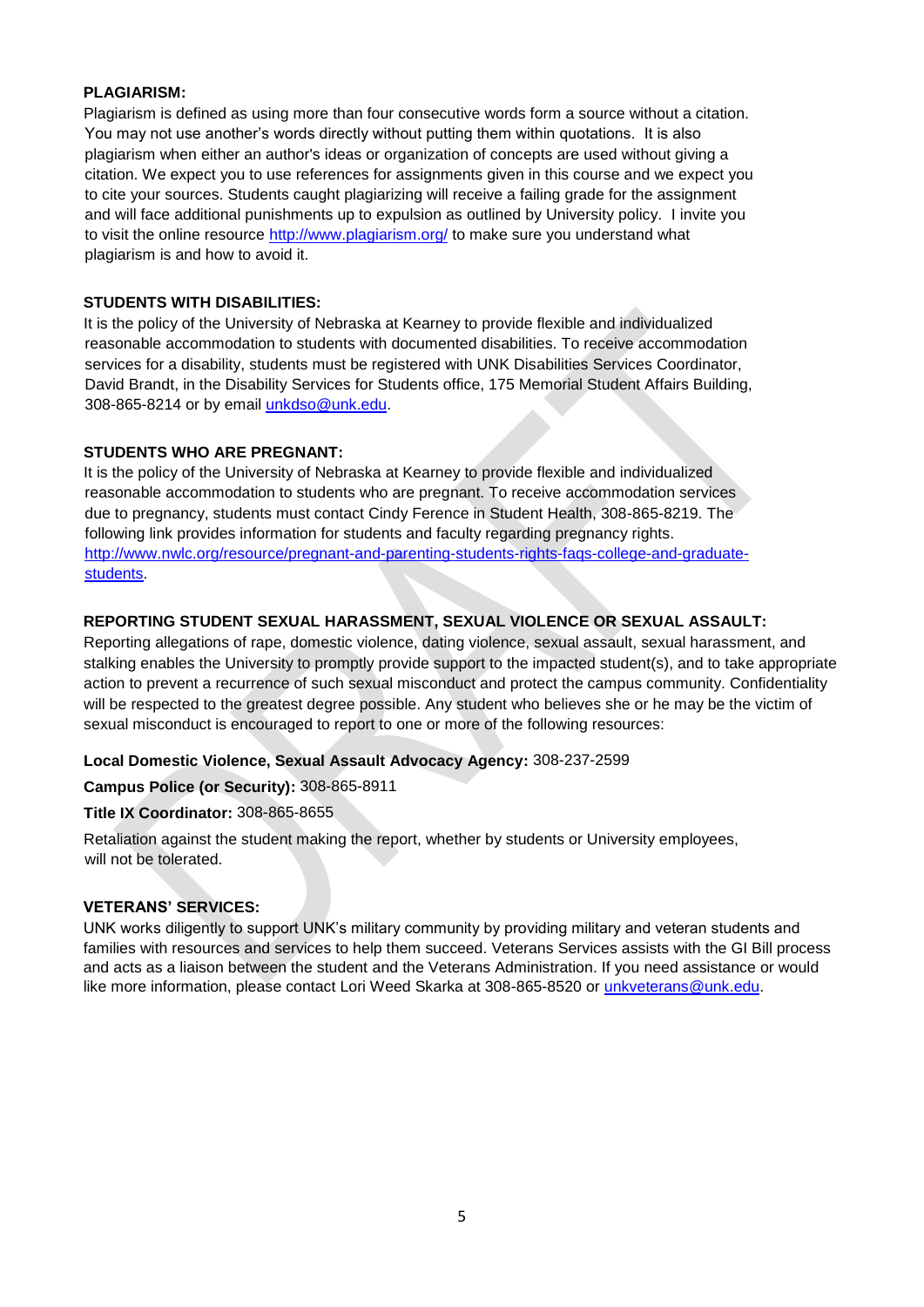**PLAGIARISM:**

Plagiarism is defined as using more than four consecutive words form a source without a citation. You may not use another's words directly without putting them within quotations. It is also plagiarism when either an author's ideas or organization of concepts are used without giving a citation. We expect you to use references for assignments given in this course and we expect you to cite your sources. Students caught plagiarizing will receive a failing grade for the assignment and will face additional punishments up to expulsion as outlined by University policy. I invite you to visit the online resource http://www.plagiarism.org/ to make sure you understand what plagiarism is and how to avoid it.

**STUDENTS WITH DISABILITIES:**

It is the policy of the University of Nebraska at Kearney to provide flexible and individualized reasonable accommodation to students with documented disabilities. To receive accommodation services for a disability, students must be registered with UNK Disabilities Services Coordinator, David Brandt, in the Disability Services for Students office, 175 Memorial Student Affairs Building, 308-865-8214 or by email unkdso@unk.edu.

**STUDENTS WHO ARE PREGNANT:**

It is the policy of the University of Nebraska at Kearney to provide flexible and individualized reasonable accommodation to students who are pregnant. To receive accommodation services due to pregnancy, students must contact Cindy Ference in Student Health, 308-865-8219. The following link provides information for students and faculty regarding pregnancy rights. http://www.nwlc.org/resource/pregnant-and-parenting-students-rights-faqs-college-and-graduate-students.

**REPORTING STUDENT SEXUAL HARASSMENT, SEXUAL VIOLENCE OR SEXUAL ASSAULT:**

Reporting allegations of rape, domestic violence, dating violence, sexual assault, sexual harassment, and stalking enables the University to promptly provide support to the impacted student(s), and to take appropriate action to prevent a recurrence of such sexual misconduct and protect the campus community. Confidentiality will be respected to the greatest degree possible. Any student who believes she or he may be the victim of sexual misconduct is encouraged to report to one or more of the following resources:

**Local Domestic Violence, Sexual Assault Advocacy Agency:** 308-237-2599

**Campus Police (or Security):** 308-865-8911

**Title IX Coordinator:** 308-865-8655

Retaliation against the student making the report, whether by students or University employees, will not be tolerated.

**VETERANS' SERVICES:**

UNK works diligently to support UNK's military community by providing military and veteran students and families with resources and services to help them succeed. Veterans Services assists with the GI Bill process and acts as a liaison between the student and the Veterans Administration. If you need assistance or would like more information, please contact Lori Weed Skarka at 308-865-8520 or unkveterans@unk.edu.